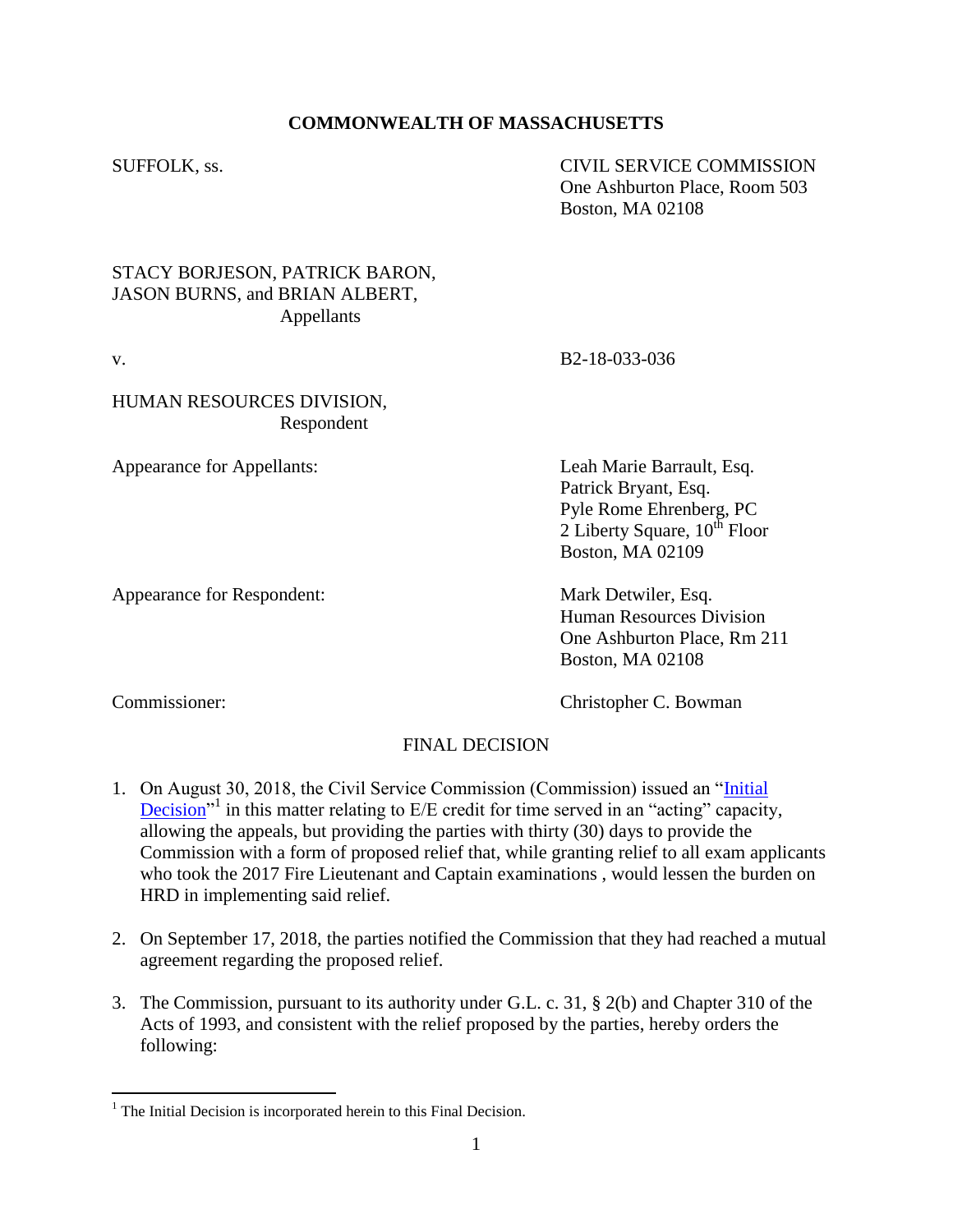**COMMONWEALTH OF MASSACHUSETTS**

SUFFOLK, ss.

CIVIL SERVICE COMMISSION
One Ashburton Place, Room 503
Boston, MA 02108

STACY BORJESON, PATRICK BARON,
JASON BURNS, and BRIAN ALBERT,
Appellants

v.

B2-18-033-036

HUMAN RESOURCES DIVISION,
Respondent

Appearance for Appellants:

Leah Marie Barrault, Esq.
Patrick Bryant, Esq.
Pyle Rome Ehrenberg, PC
2 Liberty Square, 10th Floor
Boston, MA 02109

Appearance for Respondent:

Mark Detwiler, Esq.
Human Resources Division
One Ashburton Place, Rm 211
Boston, MA 02108

Commissioner:

Christopher C. Bowman

FINAL DECISION

1. On August 30, 2018, the Civil Service Commission (Commission) issued an "Initial Decision"[1] in this matter relating to E/E credit for time served in an "acting" capacity, allowing the appeals, but providing the parties with thirty (30) days to provide the Commission with a form of proposed relief that, while granting relief to all exam applicants who took the 2017 Fire Lieutenant and Captain examinations , would lessen the burden on HRD in implementing said relief.

2. On September 17, 2018, the parties notified the Commission that they had reached a mutual agreement regarding the proposed relief.

3. The Commission, pursuant to its authority under G.L. c. 31, § 2(b) and Chapter 310 of the Acts of 1993, and consistent with the relief proposed by the parties, hereby orders the following:

[1] The Initial Decision is incorporated herein to this Final Decision.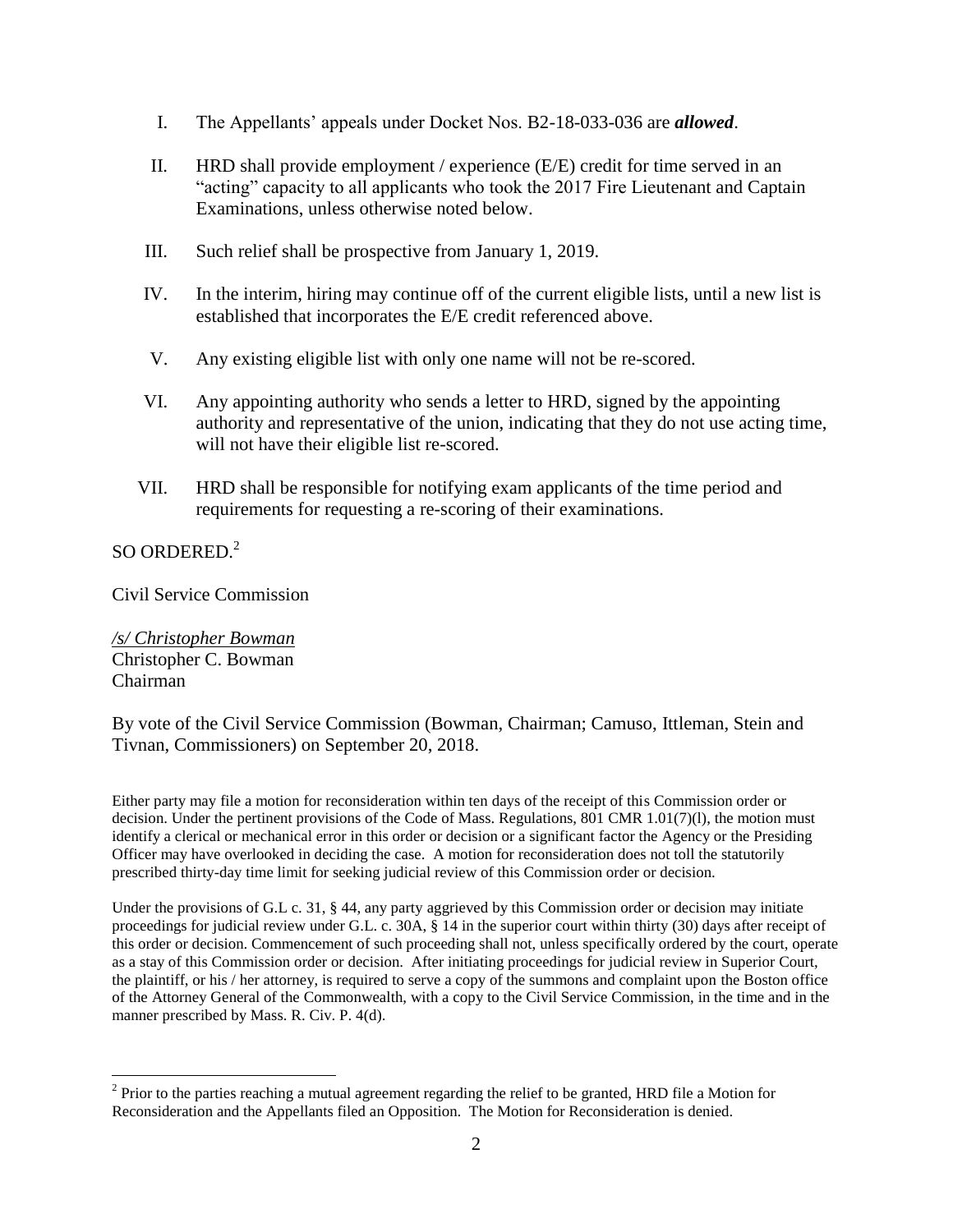I. The Appellants' appeals under Docket Nos. B2-18-033-036 are ***allowed***.

II. HRD shall provide employment / experience (E/E) credit for time served in an "acting" capacity to all applicants who took the 2017 Fire Lieutenant and Captain Examinations, unless otherwise noted below.

III. Such relief shall be prospective from January 1, 2019.

IV. In the interim, hiring may continue off of the current eligible lists, until a new list is established that incorporates the E/E credit referenced above.

V. Any existing eligible list with only one name will not be re-scored.

VI. Any appointing authority who sends a letter to HRD, signed by the appointing authority and representative of the union, indicating that they do not use acting time, will not have their eligible list re-scored.

VII. HRD shall be responsible for notifying exam applicants of the time period and requirements for requesting a re-scoring of their examinations.

SO ORDERED.[2]

Civil Service Commission

*/s/ Christopher Bowman*
Christopher C. Bowman
Chairman

By vote of the Civil Service Commission (Bowman, Chairman; Camuso, Ittleman, Stein and Tivnan, Commissioners) on September 20, 2018.

Either party may file a motion for reconsideration within ten days of the receipt of this Commission order or decision. Under the pertinent provisions of the Code of Mass. Regulations, 801 CMR 1.01(7)(l), the motion must identify a clerical or mechanical error in this order or decision or a significant factor the Agency or the Presiding Officer may have overlooked in deciding the case. A motion for reconsideration does not toll the statutorily prescribed thirty-day time limit for seeking judicial review of this Commission order or decision.

Under the provisions of G.L c. 31, § 44, any party aggrieved by this Commission order or decision may initiate proceedings for judicial review under G.L. c. 30A, § 14 in the superior court within thirty (30) days after receipt of this order or decision. Commencement of such proceeding shall not, unless specifically ordered by the court, operate as a stay of this Commission order or decision. After initiating proceedings for judicial review in Superior Court, the plaintiff, or his / her attorney, is required to serve a copy of the summons and complaint upon the Boston office of the Attorney General of the Commonwealth, with a copy to the Civil Service Commission, in the time and in the manner prescribed by Mass. R. Civ. P. 4(d).

[2] Prior to the parties reaching a mutual agreement regarding the relief to be granted, HRD file a Motion for Reconsideration and the Appellants filed an Opposition. The Motion for Reconsideration is denied.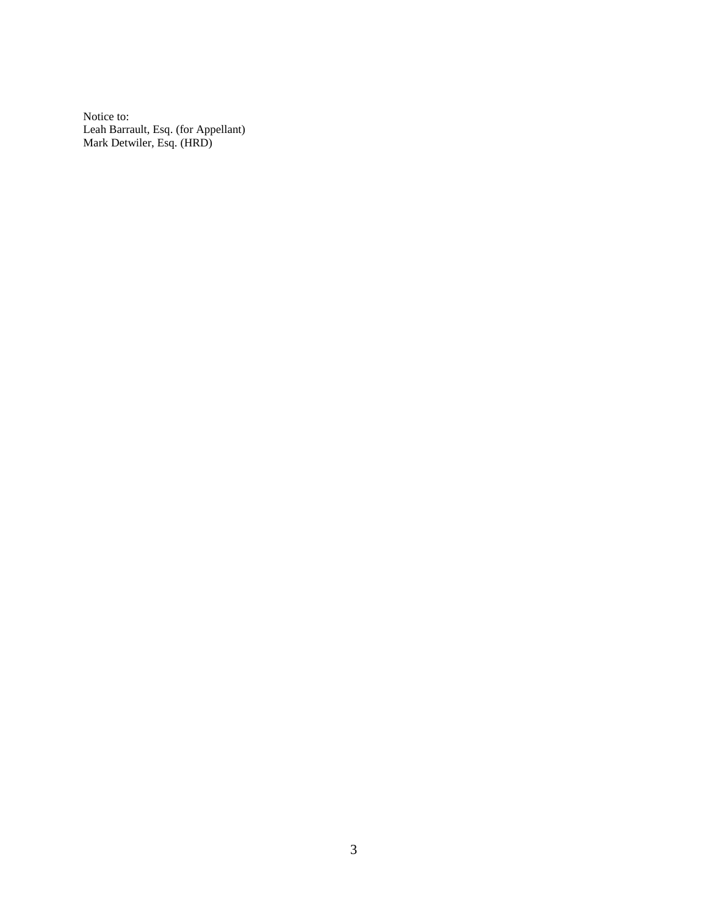Notice to:
Leah Barrault, Esq. (for Appellant)
Mark Detwiler, Esq. (HRD)